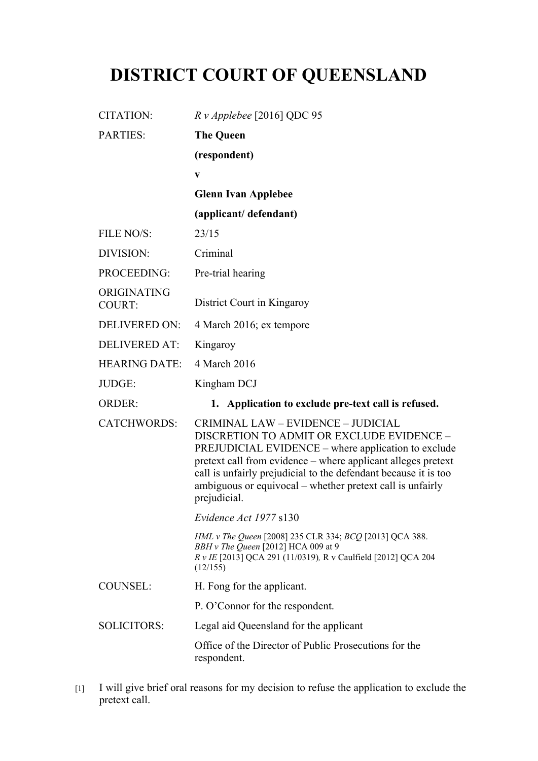# DISTRICT COURT OF QUEENSLAND

| | |
|---|---|
| CITATION: | *R v Applebee* [2016] QDC 95 |
| PARTIES: | **The Queen**<br>**(respondent)**<br>**v**<br>**Glenn Ivan Applebee**<br>**(applicant/ defendant)** |
| FILE NO/S: | 23/15 |
| DIVISION: | Criminal |
| PROCEEDING: | Pre-trial hearing |
| ORIGINATING COURT: | District Court in Kingaroy |
| DELIVERED ON: | 4 March 2016; ex tempore |
| DELIVERED AT: | Kingaroy |
| HEARING DATE: | 4 March 2016 |
| JUDGE: | Kingham DCJ |
| ORDER: | **1. Application to exclude pre-text call is refused.** |
| CATCHWORDS: | CRIMINAL LAW – EVIDENCE – JUDICIAL DISCRETION TO ADMIT OR EXCLUDE EVIDENCE – PREJUDICIAL EVIDENCE – where application to exclude pretext call from evidence – where applicant alleges pretext call is unfairly prejudicial to the defendant because it is too ambiguous or equivocal – whether pretext call is unfairly prejudicial.<br><br>*Evidence Act 1977* s130<br><br>*HML v The Queen* [2008] 235 CLR 334; *BCQ* [2013] QCA 388.<br>*BBH v The Queen* [2012] HCA 009 at 9<br>*R v IE* [2013] QCA 291 (11/0319), R v Caulfield [2012] QCA 204 (12/155) |
| COUNSEL: | H. Fong for the applicant.<br><br>P. O'Connor for the respondent. |
| SOLICITORS: | Legal aid Queensland for the applicant<br><br>Office of the Director of Public Prosecutions for the respondent. |

[1] I will give brief oral reasons for my decision to refuse the application to exclude the pretext call.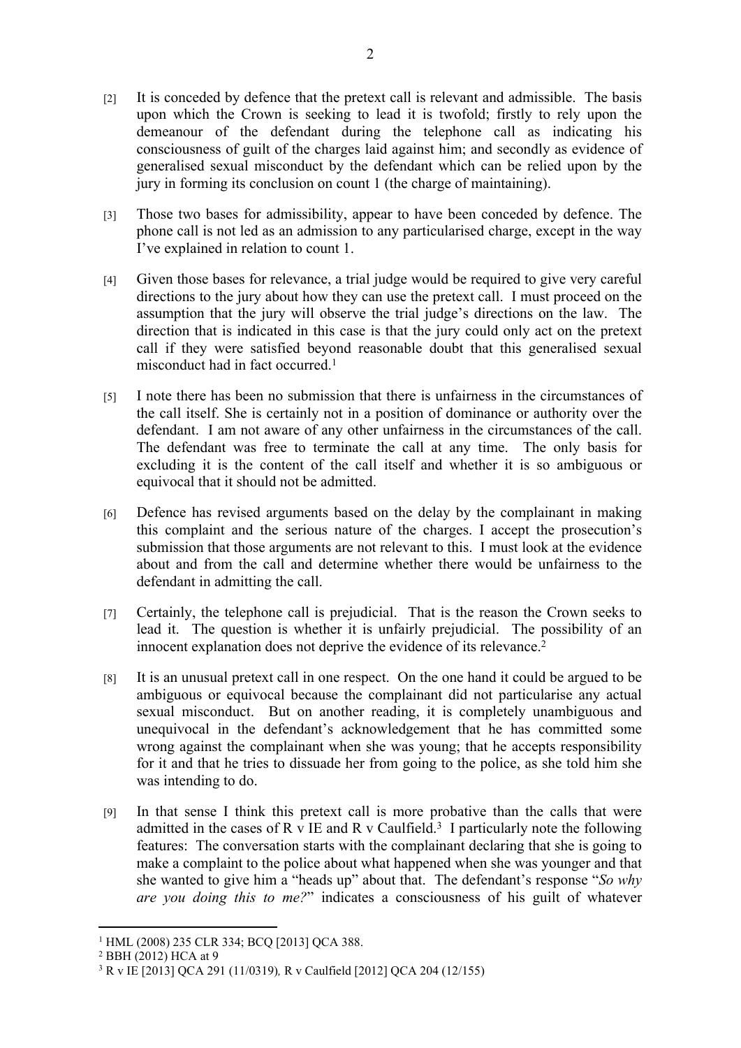[2] It is conceded by defence that the pretext call is relevant and admissible. The basis upon which the Crown is seeking to lead it is twofold; firstly to rely upon the demeanour of the defendant during the telephone call as indicating his consciousness of guilt of the charges laid against him; and secondly as evidence of generalised sexual misconduct by the defendant which can be relied upon by the jury in forming its conclusion on count 1 (the charge of maintaining).

[3] Those two bases for admissibility, appear to have been conceded by defence. The phone call is not led as an admission to any particularised charge, except in the way I've explained in relation to count 1.

[4] Given those bases for relevance, a trial judge would be required to give very careful directions to the jury about how they can use the pretext call. I must proceed on the assumption that the jury will observe the trial judge's directions on the law. The direction that is indicated in this case is that the jury could only act on the pretext call if they were satisfied beyond reasonable doubt that this generalised sexual misconduct had in fact occurred.[1]

[5] I note there has been no submission that there is unfairness in the circumstances of the call itself. She is certainly not in a position of dominance or authority over the defendant. I am not aware of any other unfairness in the circumstances of the call. The defendant was free to terminate the call at any time. The only basis for excluding it is the content of the call itself and whether it is so ambiguous or equivocal that it should not be admitted.

[6] Defence has revised arguments based on the delay by the complainant in making this complaint and the serious nature of the charges. I accept the prosecution's submission that those arguments are not relevant to this. I must look at the evidence about and from the call and determine whether there would be unfairness to the defendant in admitting the call.

[7] Certainly, the telephone call is prejudicial. That is the reason the Crown seeks to lead it. The question is whether it is unfairly prejudicial. The possibility of an innocent explanation does not deprive the evidence of its relevance.[2]

[8] It is an unusual pretext call in one respect. On the one hand it could be argued to be ambiguous or equivocal because the complainant did not particularise any actual sexual misconduct. But on another reading, it is completely unambiguous and unequivocal in the defendant's acknowledgement that he has committed some wrong against the complainant when she was young; that he accepts responsibility for it and that he tries to dissuade her from going to the police, as she told him she was intending to do.

[9] In that sense I think this pretext call is more probative than the calls that were admitted in the cases of R v IE and R v Caulfield.[3] I particularly note the following features: The conversation starts with the complainant declaring that she is going to make a complaint to the police about what happened when she was younger and that she wanted to give him a "heads up" about that. The defendant's response "*So why are you doing this to me?*" indicates a consciousness of his guilt of whatever

---

[1] HML (2008) 235 CLR 334; BCQ [2013] QCA 388.

[2] BBH (2012) HCA at 9

[3] R v IE [2013] QCA 291 (11/0319)*,* R v Caulfield [2012] QCA 204 (12/155)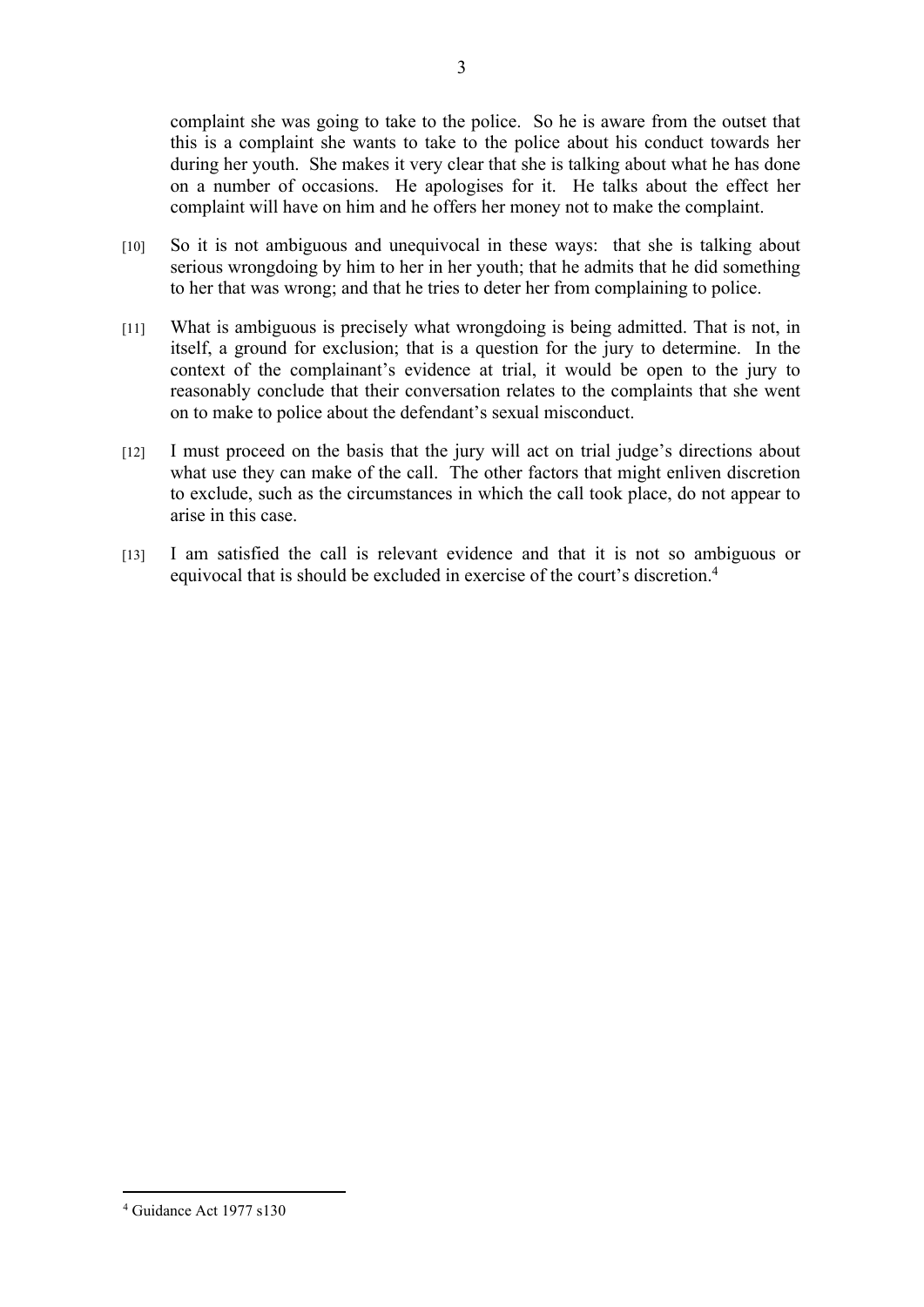complaint she was going to take to the police. So he is aware from the outset that this is a complaint she wants to take to the police about his conduct towards her during her youth. She makes it very clear that she is talking about what he has done on a number of occasions. He apologises for it. He talks about the effect her complaint will have on him and he offers her money not to make the complaint.

[10] So it is not ambiguous and unequivocal in these ways: that she is talking about serious wrongdoing by him to her in her youth; that he admits that he did something to her that was wrong; and that he tries to deter her from complaining to police.

[11] What is ambiguous is precisely what wrongdoing is being admitted. That is not, in itself, a ground for exclusion; that is a question for the jury to determine. In the context of the complainant's evidence at trial, it would be open to the jury to reasonably conclude that their conversation relates to the complaints that she went on to make to police about the defendant's sexual misconduct.

[12] I must proceed on the basis that the jury will act on trial judge's directions about what use they can make of the call. The other factors that might enliven discretion to exclude, such as the circumstances in which the call took place, do not appear to arise in this case.

[13] I am satisfied the call is relevant evidence and that it is not so ambiguous or equivocal that is should be excluded in exercise of the court's discretion.[4]

[4] Guidance Act 1977 s130